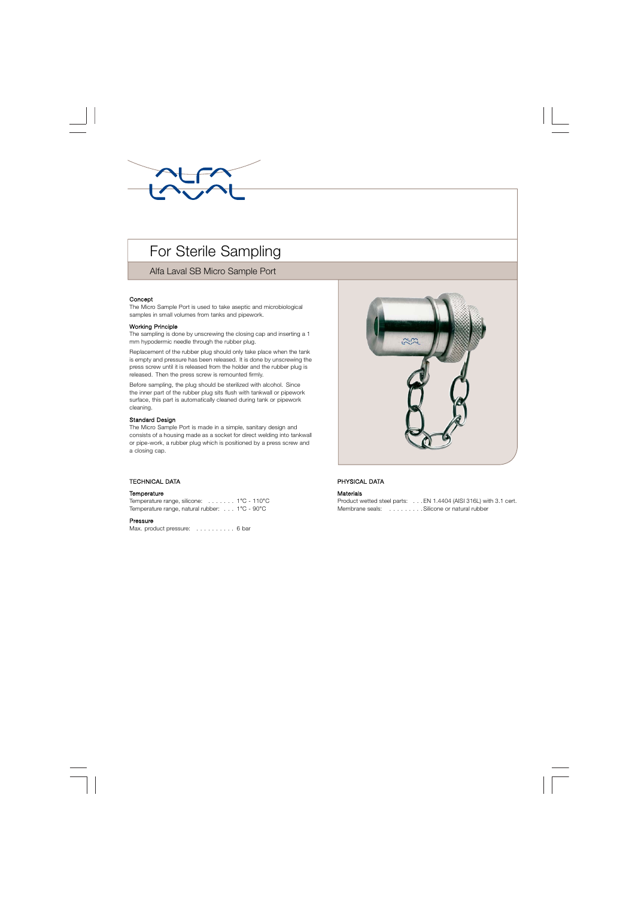# For Sterile Sampling

## Alfa Laval SB Micro Sample Port

### Concept

The Micro Sample Port is used to take aseptic and microbiological samples in small volumes from tanks and pipework.

### Working Principle

The sampling is done by unscrewing the closing cap and inserting a 1 mm hypodermic needle through the rubber plug.

Replacement of the rubber plug should only take place when the tank is empty and pressure has been released. It is done by unscrewing the press screw until it is released from the holder and the rubber plug is released. Then the press screw is remounted firmly.

Before sampling, the plug should be sterilized with alcohol. Since the inner part of the rubber plug sits flush with tankwall or pipework surface, this part is automatically cleaned during tank or pipework cleaning.

### Standard Design

The Micro Sample Port is made in a simple, sanitary design and consists of a housing made as a socket for direct welding into tankwall or pipe-work, a rubber plug which is positioned by a press screw and a closing cap.

## TECHNICAL DATA

### Temperature

Temperature range, silicone: . . . . . . . 1°C - 110°C
Temperature range, natural rubber: . . . 1°C - 90°C

### Pressure

Max. product pressure: . . . . . . . . . . 6 bar

## PHYSICAL DATA

### Materials

Product wetted steel parts: . . . EN 1.4404 (AISI 316L) with 3.1 cert.
Membrane seals: . . . . . . . . . Silicone or natural rubber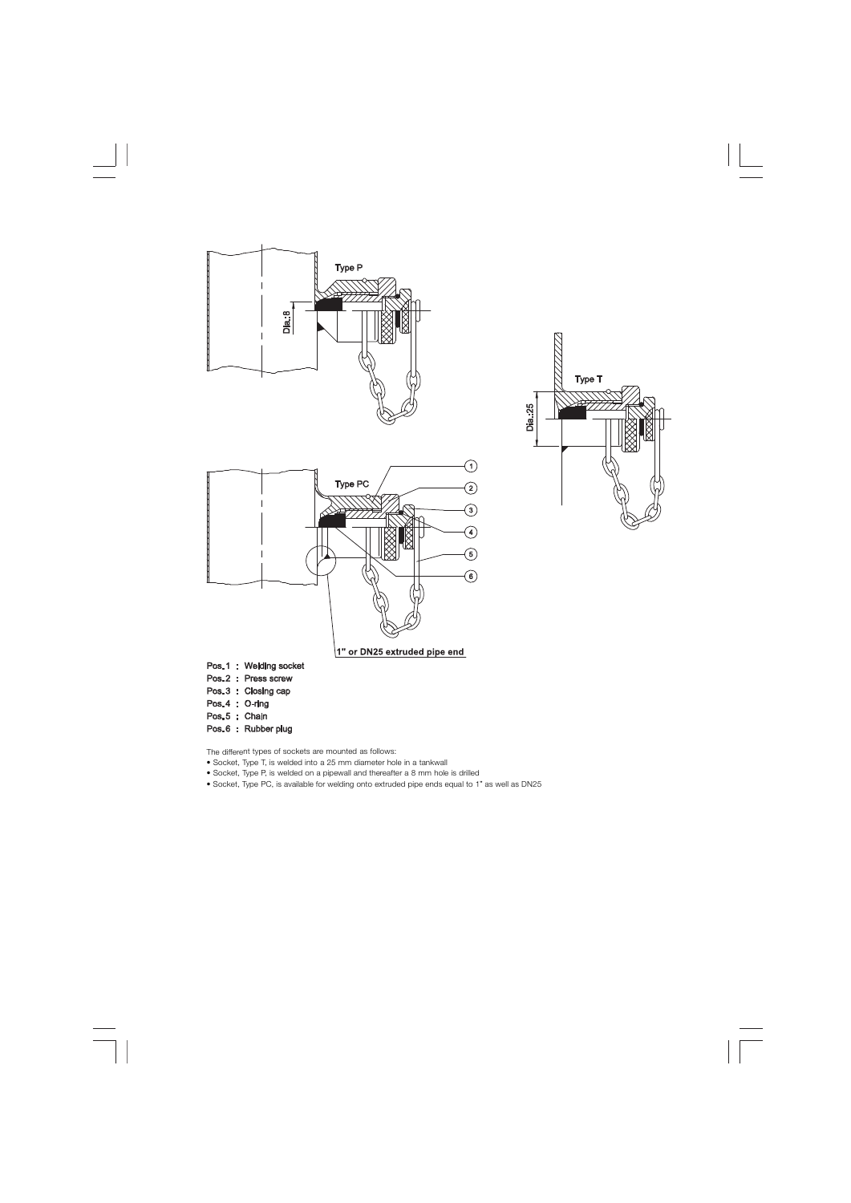Pos. 1 : Welding socket
Pos. 2 : Press screw
Pos. 3 : Closing cap
Pos. 4 : O-ring
Pos. 5 : Chain
Pos. 6 : Rubber plug

The different types of sockets are mounted as follows:

- Socket, Type T, is welded into a 25 mm diameter hole in a tankwall
- Socket, Type P, is welded on a pipewall and thereafter a 8 mm hole is drilled
- Socket, Type PC, is available for welding onto extruded pipe ends equal to 1" as well as DN25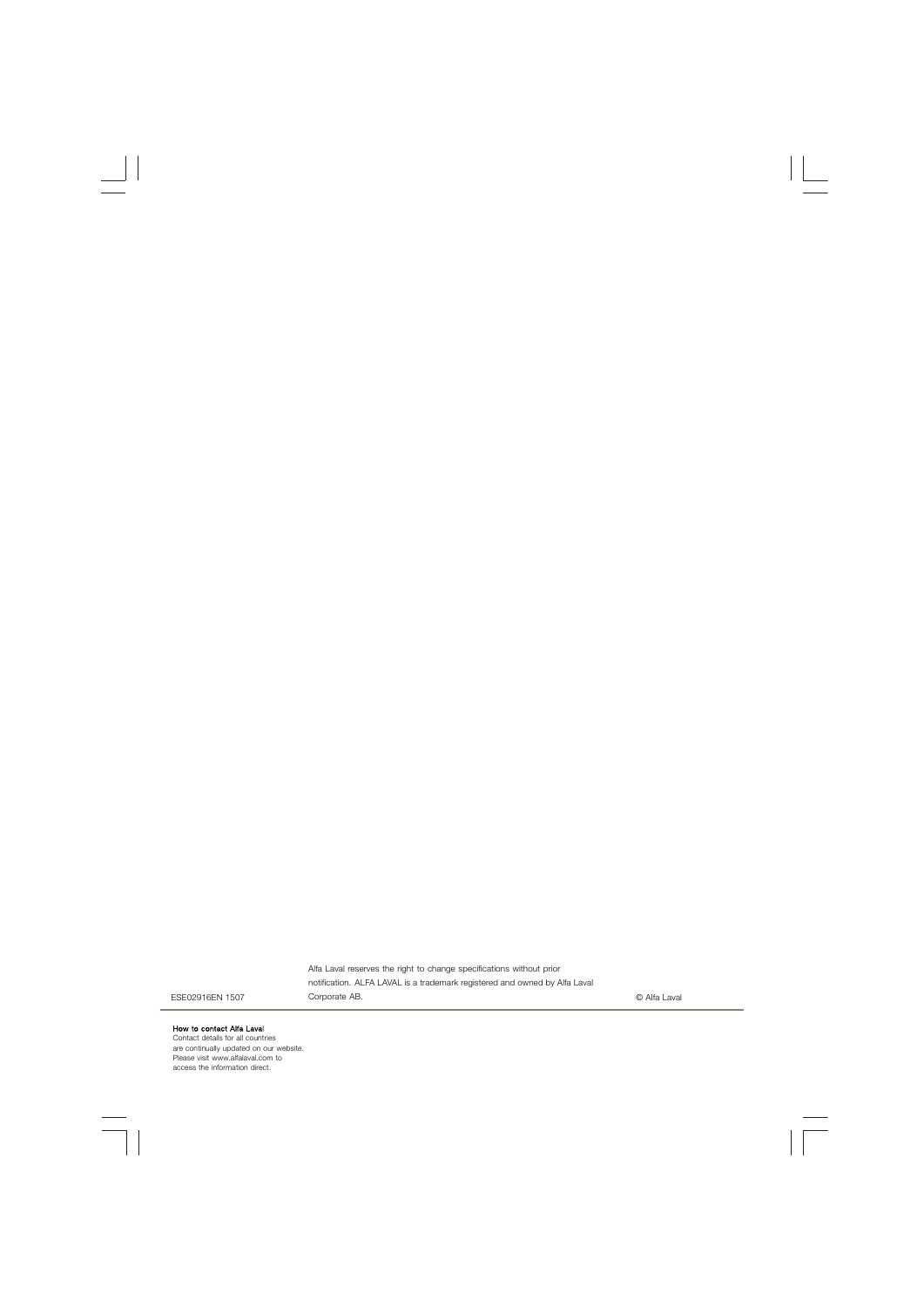ESE02916EN 1507

Alfa Laval reserves the right to change specifications without prior notification. ALFA LAVAL is a trademark registered and owned by Alfa Laval Corporate AB.

© Alfa Laval

**How to contact Alfa Laval**
Contact details for all countries are continually updated on our website. Please visit www.alfalaval.com to access the information direct.